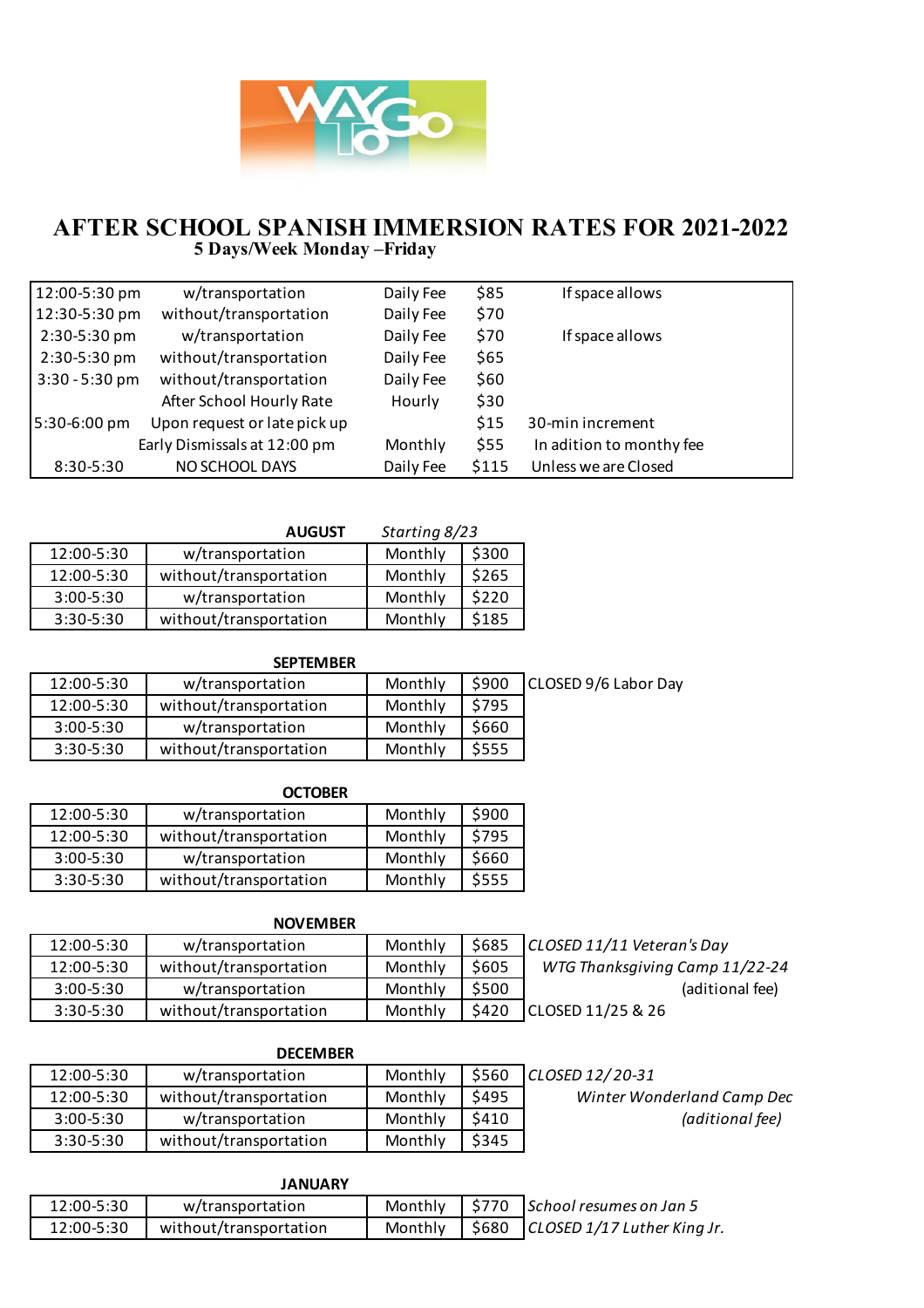# AFTER SCHOOL SPANISH IMMERSION RATES FOR 2021-2022

**5 Days/Week Monday –Friday**

| | | | | |
|---|---|---|---|---|
| 12:00-5:30 pm | w/transportation | Daily Fee | $85 | If space allows |
| 12:30-5:30 pm | without/transportation | Daily Fee | $70 | |
| 2:30-5:30 pm | w/transportation | Daily Fee | $70 | If space allows |
| 2:30-5:30 pm | without/transportation | Daily Fee | $65 | |
| 3:30 - 5:30 pm | without/transportation | Daily Fee | $60 | |
| | After School Hourly Rate | Hourly | $30 | |
| 5:30-6:00 pm | Upon request or late pick up | | $15 | 30-min increment |
| | Early Dismissals at 12:00 pm | Monthly | $55 | In adition to monthy fee |
| 8:30-5:30 | NO SCHOOL DAYS | Daily Fee | $115 | Unless we are Closed |

**AUGUST** *Starting 8/23*

| | | | |
|---|---|---|---|
| 12:00-5:30 | w/transportation | Monthly | $300 |
| 12:00-5:30 | without/transportation | Monthly | $265 |
| 3:00-5:30 | w/transportation | Monthly | $220 |
| 3:30-5:30 | without/transportation | Monthly | $185 |

**SEPTEMBER**

| | | | | |
|---|---|---|---|---|
| 12:00-5:30 | w/transportation | Monthly | $900 | CLOSED 9/6 Labor Day |
| 12:00-5:30 | without/transportation | Monthly | $795 | |
| 3:00-5:30 | w/transportation | Monthly | $660 | |
| 3:30-5:30 | without/transportation | Monthly | $555 | |

**OCTOBER**

| | | | |
|---|---|---|---|
| 12:00-5:30 | w/transportation | Monthly | $900 |
| 12:00-5:30 | without/transportation | Monthly | $795 |
| 3:00-5:30 | w/transportation | Monthly | $660 |
| 3:30-5:30 | without/transportation | Monthly | $555 |

**NOVEMBER**

| | | | | |
|---|---|---|---|---|
| 12:00-5:30 | w/transportation | Monthly | $685 | *CLOSED 11/11 Veteran's Day* |
| 12:00-5:30 | without/transportation | Monthly | $605 | *WTG Thanksgiving Camp 11/22-24* |
| 3:00-5:30 | w/transportation | Monthly | $500 | (aditional fee) |
| 3:30-5:30 | without/transportation | Monthly | $420 | CLOSED 11/25 & 26 |

**DECEMBER**

| | | | | |
|---|---|---|---|---|
| 12:00-5:30 | w/transportation | Monthly | $560 | *CLOSED 12/20-31* |
| 12:00-5:30 | without/transportation | Monthly | $495 | *Winter Wonderland Camp Dec* |
| 3:00-5:30 | w/transportation | Monthly | $410 | *(aditional fee)* |
| 3:30-5:30 | without/transportation | Monthly | $345 | |

**JANUARY**

| | | | | |
|---|---|---|---|---|
| 12:00-5:30 | w/transportation | Monthly | $770 | *School resumes on Jan 5* |
| 12:00-5:30 | without/transportation | Monthly | $680 | *CLOSED 1/17 Luther King Jr.* |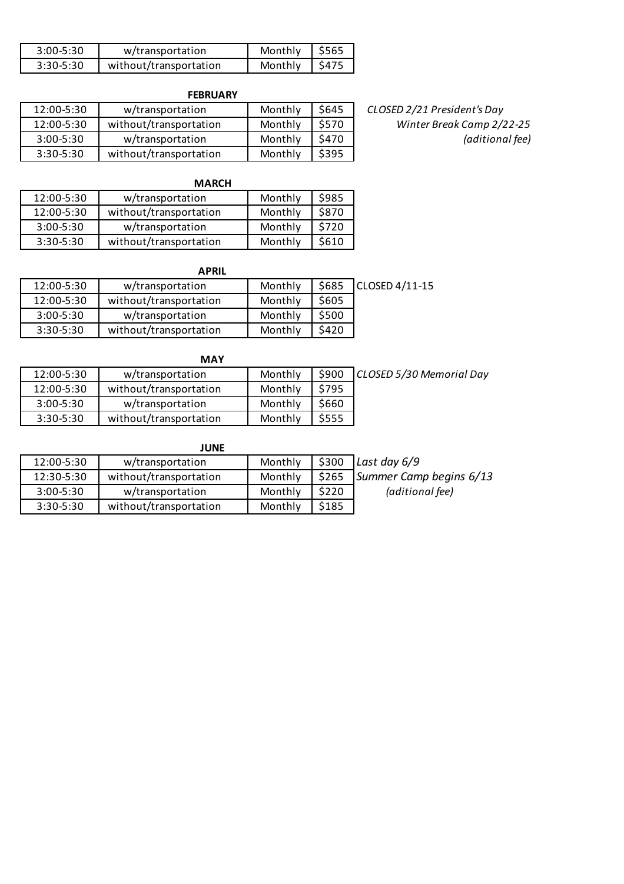| 3:00-5:30 | w/transportation | Monthly | $565 |
|---|---|---|---|
| 3:30-5:30 | without/transportation | Monthly | $475 |

**FEBRUARY**

| 12:00-5:30 | w/transportation | Monthly | $645 |
|---|---|---|---|
| 12:00-5:30 | without/transportation | Monthly | $570 |
| 3:00-5:30 | w/transportation | Monthly | $470 |
| 3:30-5:30 | without/transportation | Monthly | $395 |

*CLOSED 2/21 President's Day*
*Winter Break Camp 2/22-25*
*(aditional fee)*

**MARCH**

| 12:00-5:30 | w/transportation | Monthly | $985 |
|---|---|---|---|
| 12:00-5:30 | without/transportation | Monthly | $870 |
| 3:00-5:30 | w/transportation | Monthly | $720 |
| 3:30-5:30 | without/transportation | Monthly | $610 |

**APRIL**

| 12:00-5:30 | w/transportation | Monthly | $685 |
|---|---|---|---|
| 12:00-5:30 | without/transportation | Monthly | $605 |
| 3:00-5:30 | w/transportation | Monthly | $500 |
| 3:30-5:30 | without/transportation | Monthly | $420 |

CLOSED 4/11-15

**MAY**

| 12:00-5:30 | w/transportation | Monthly | $900 |
|---|---|---|---|
| 12:00-5:30 | without/transportation | Monthly | $795 |
| 3:00-5:30 | w/transportation | Monthly | $660 |
| 3:30-5:30 | without/transportation | Monthly | $555 |

*CLOSED 5/30 Memorial Day*

**JUNE**

| 12:00-5:30 | w/transportation | Monthly | $300 |
|---|---|---|---|
| 12:30-5:30 | without/transportation | Monthly | $265 |
| 3:00-5:30 | w/transportation | Monthly | $220 |
| 3:30-5:30 | without/transportation | Monthly | $185 |

*Last day 6/9*
*Summer Camp begins 6/13*
*(aditional fee)*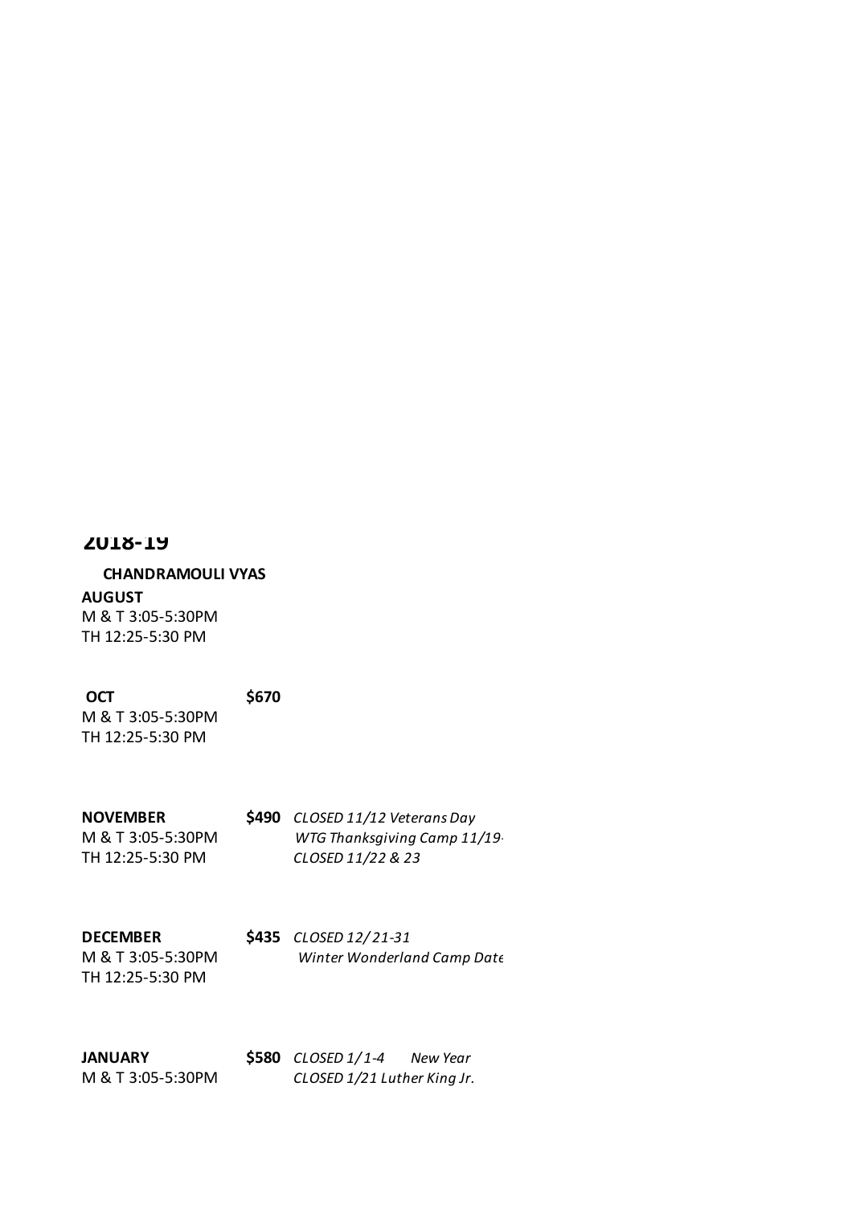## 2018-19

**CHANDRAMOULI VYAS**

**AUGUST**
M & T 3:05-5:30PM
TH 12:25-5:30 PM

**OCT** **$670**
M & T 3:05-5:30PM
TH 12:25-5:30 PM

**NOVEMBER** **$490** *CLOSED 11/12 Veterans Day*
M & T 3:05-5:30PM *WTG Thanksgiving Camp 11/19-*
TH 12:25-5:30 PM *CLOSED 11/22 & 23*

**DECEMBER** **$435** *CLOSED 12/21-31*
M & T 3:05-5:30PM *Winter Wonderland Camp Date*
TH 12:25-5:30 PM

**JANUARY** **$580** *CLOSED 1/1-4 New Year*
M & T 3:05-5:30PM *CLOSED 1/21 Luther King Jr.*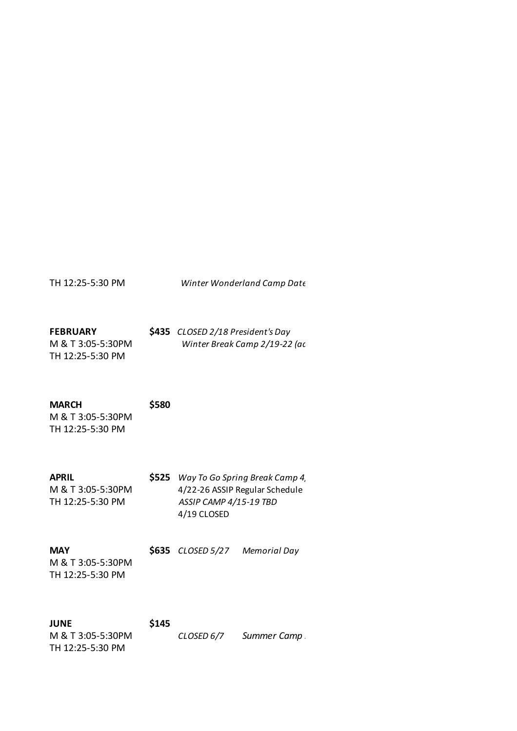TH 12:25-5:30 PM *Winter Wonderland Camp Date*

| | | |
|---|---|---|
| **FEBRUARY**<br>M & T 3:05-5:30PM<br>TH 12:25-5:30 PM | **$435** | *CLOSED 2/18 President's Day*<br>*Winter Break Camp 2/19-22 (ac* |
| **MARCH**<br>M & T 3:05-5:30PM<br>TH 12:25-5:30 PM | **$580** | |
| **APRIL**<br>M & T 3:05-5:30PM<br>TH 12:25-5:30 PM | **$525** | *Way To Go Spring Break Camp 4,*<br>4/22-26 ASSIP Regular Schedule<br>*ASSIP CAMP 4/15-19 TBD*<br>4/19 CLOSED |
| **MAY**<br>M & T 3:05-5:30PM<br>TH 12:25-5:30 PM | **$635** | *CLOSED 5/27 Memorial Day* |
| **JUNE**<br>M & T 3:05-5:30PM<br>TH 12:25-5:30 PM | **$145** | *CLOSED 6/7 Summer Camp* |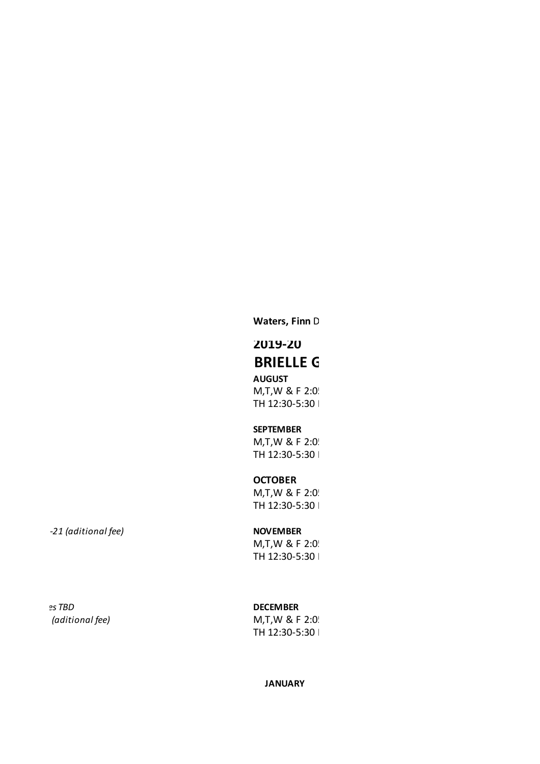-21 (aditional fee)

es TBD
(aditional fee)

**Waters, Finn** D

**2019-20**

**BRIELLE G**

**AUGUST**
M,T,W & F 2:0
TH 12:30-5:30

**SEPTEMBER**
M,T,W & F 2:0
TH 12:30-5:30

**OCTOBER**
M,T,W & F 2:0
TH 12:30-5:30

**NOVEMBER**
M,T,W & F 2:0
TH 12:30-5:30

**DECEMBER**
M,T,W & F 2:0
TH 12:30-5:30

**JANUARY**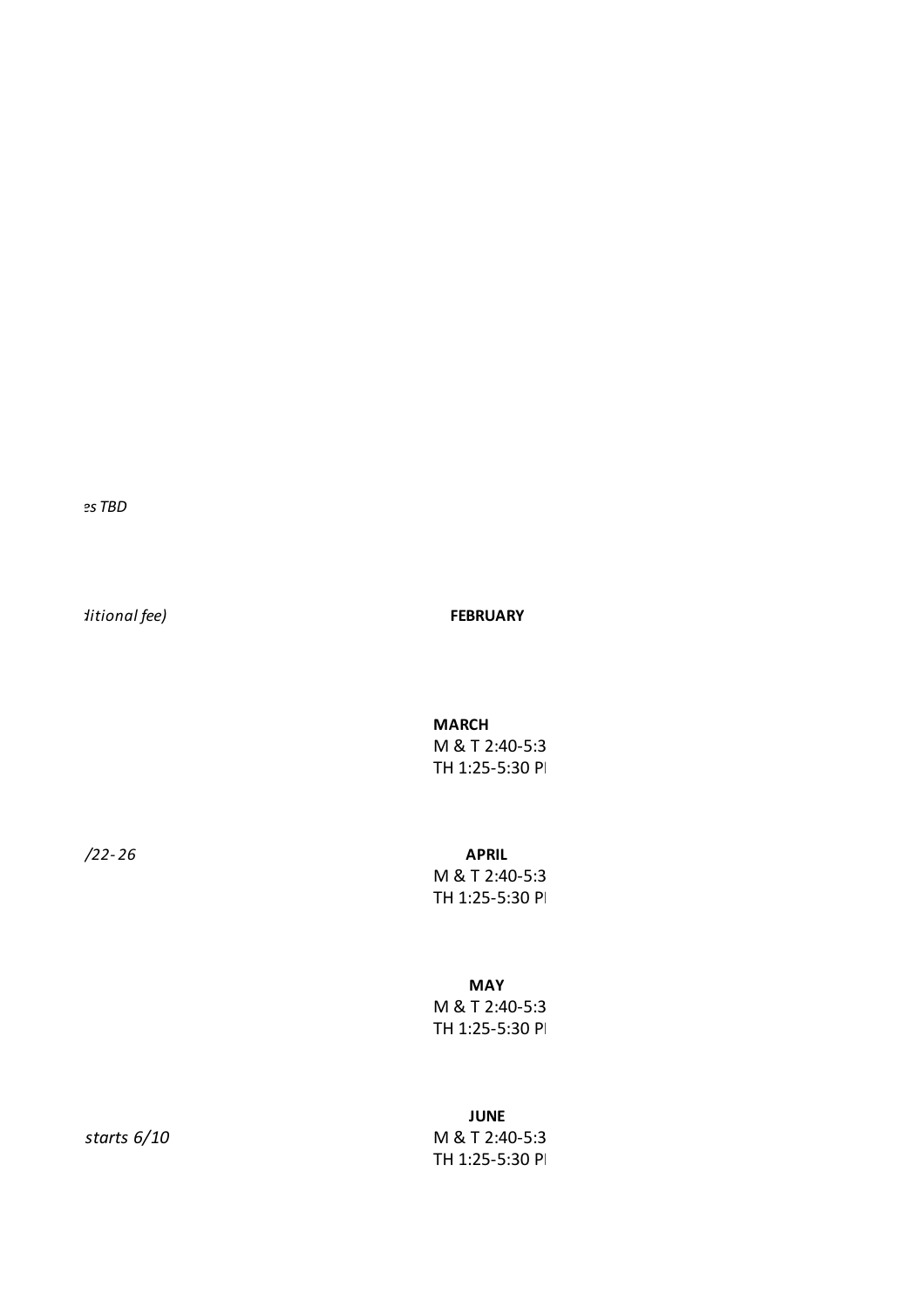*es TBD*

*dditional fee)*

**FEBRUARY**

**MARCH**
M & T 2:40-5:3
TH 1:25-5:30 P

*/22-26*

**APRIL**
M & T 2:40-5:3
TH 1:25-5:30 P

**MAY**
M & T 2:40-5:3
TH 1:25-5:30 P

*starts 6/10*

**JUNE**
M & T 2:40-5:3
TH 1:25-5:30 P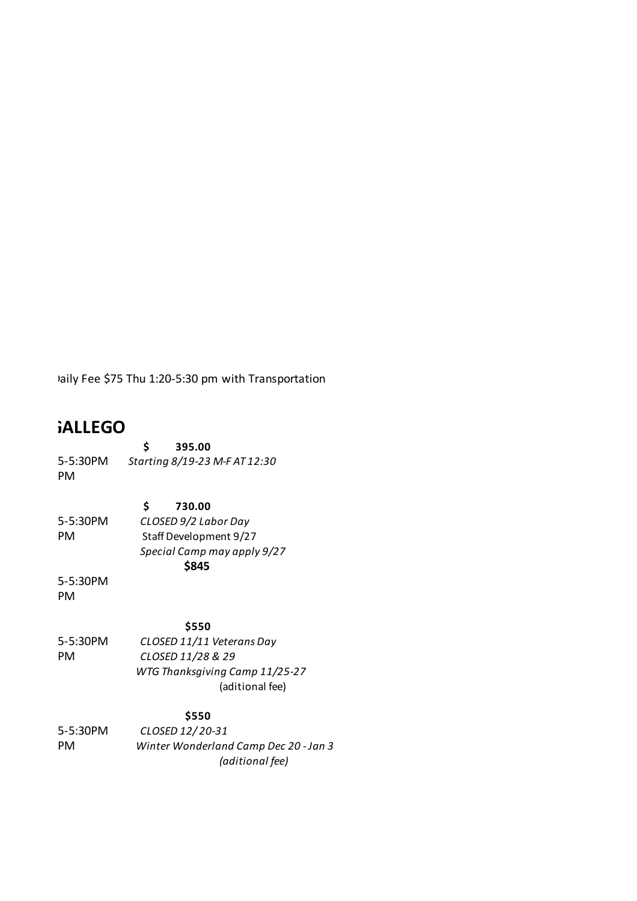)aily Fee $75 Thu 1:20-5:30 pm with Transportation

## ;ALLEGO

| | |
|---|---|
| | **$ 395.00** |
| 5-5:30PM | *Starting 8/19-23 M-F AT 12:30* |
| PM | |
| | **$ 730.00** |
| 5-5:30PM | *CLOSED 9/2 Labor Day* |
| PM | Staff Development 9/27 |
| | *Special Camp may apply 9/27* |
| | **$845** |
| 5-5:30PM | |
| PM | |
| | **$550** |
| 5-5:30PM | *CLOSED 11/11 Veterans Day* |
| PM | *CLOSED 11/28 & 29* |
| | *WTG Thanksgiving Camp 11/25-27* |
| | (aditional fee) |
| | **$550** |
| 5-5:30PM | *CLOSED 12/ 20-31* |
| PM | *Winter Wonderland Camp Dec 20 - Jan 3* |
| | *(aditional fee)* |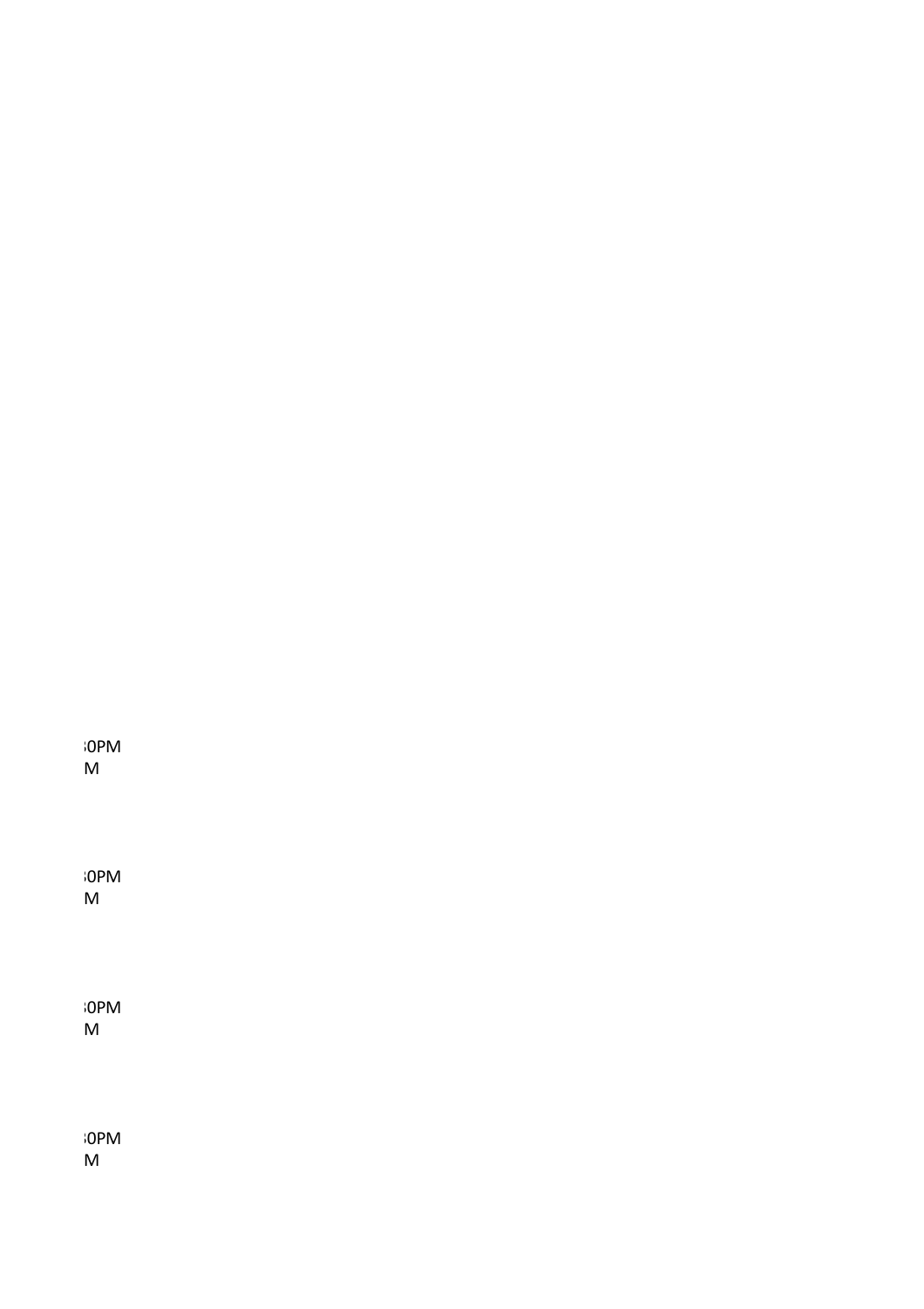:0PM
M

:0PM
M

:0PM
M

:0PM
M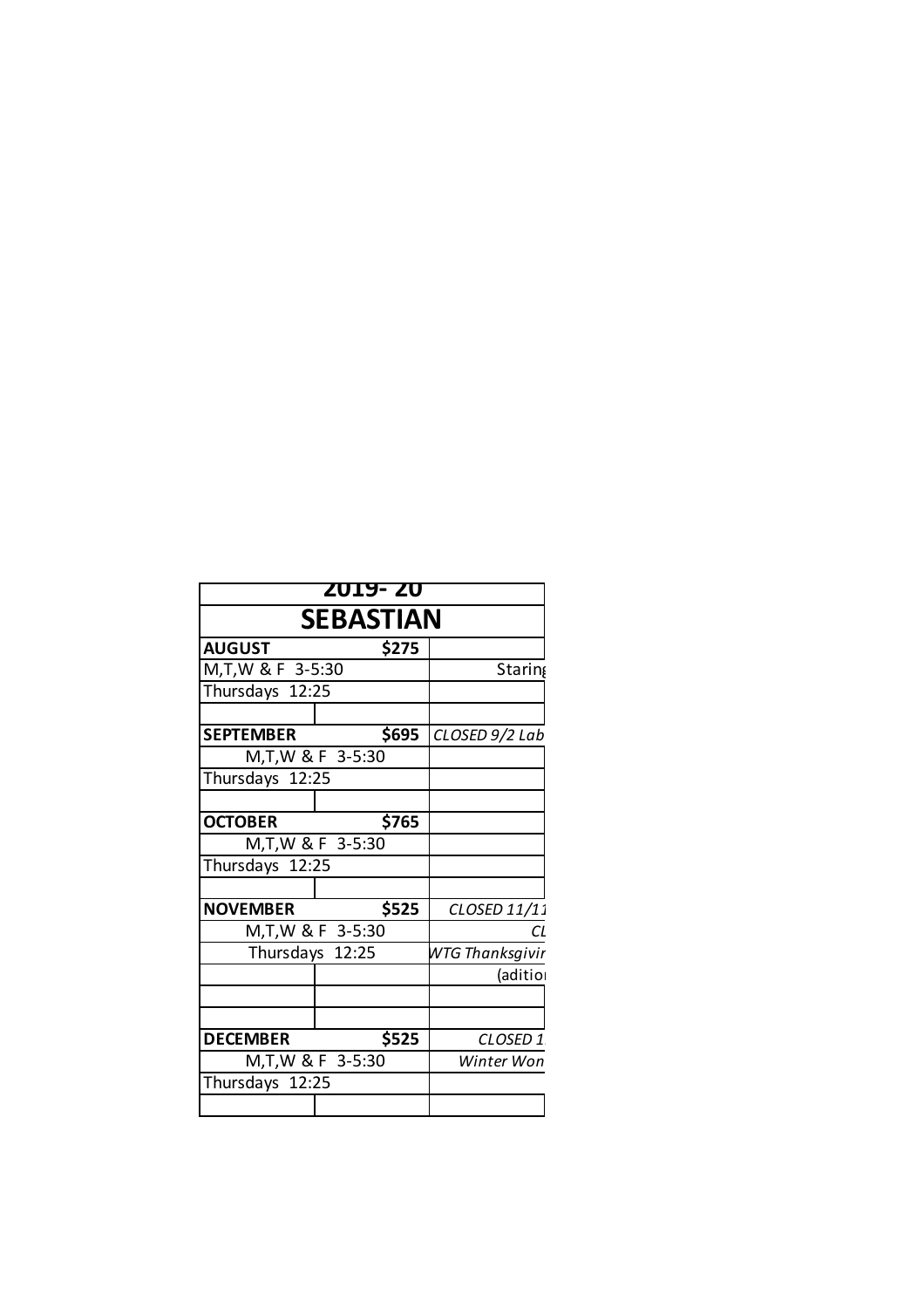| 2019- 20 | | |
|---|---|---|
| **SEBASTIAN** | | |
| **AUGUST** | **$275** | |
| M,T,W & F 3-5:30 | | Staring |
| Thursdays 12:25 | | |
| | | |
| **SEPTEMBER** | **$695** | *CLOSED 9/2 Lab* |
| M,T,W & F 3-5:30 | | |
| Thursdays 12:25 | | |
| | | |
| **OCTOBER** | **$765** | |
| M,T,W & F 3-5:30 | | |
| Thursdays 12:25 | | |
| | | |
| **NOVEMBER** | **$525** | *CLOSED 11/11* |
| M,T,W & F 3-5:30 | | *CL* |
| Thursdays 12:25 | | *WTG Thanksgivir* |
| | | (aditio |
| | | |
| | | |
| **DECEMBER** | **$525** | *CLOSED 1* |
| M,T,W & F 3-5:30 | | *Winter Won* |
| Thursdays 12:25 | | |
| | | |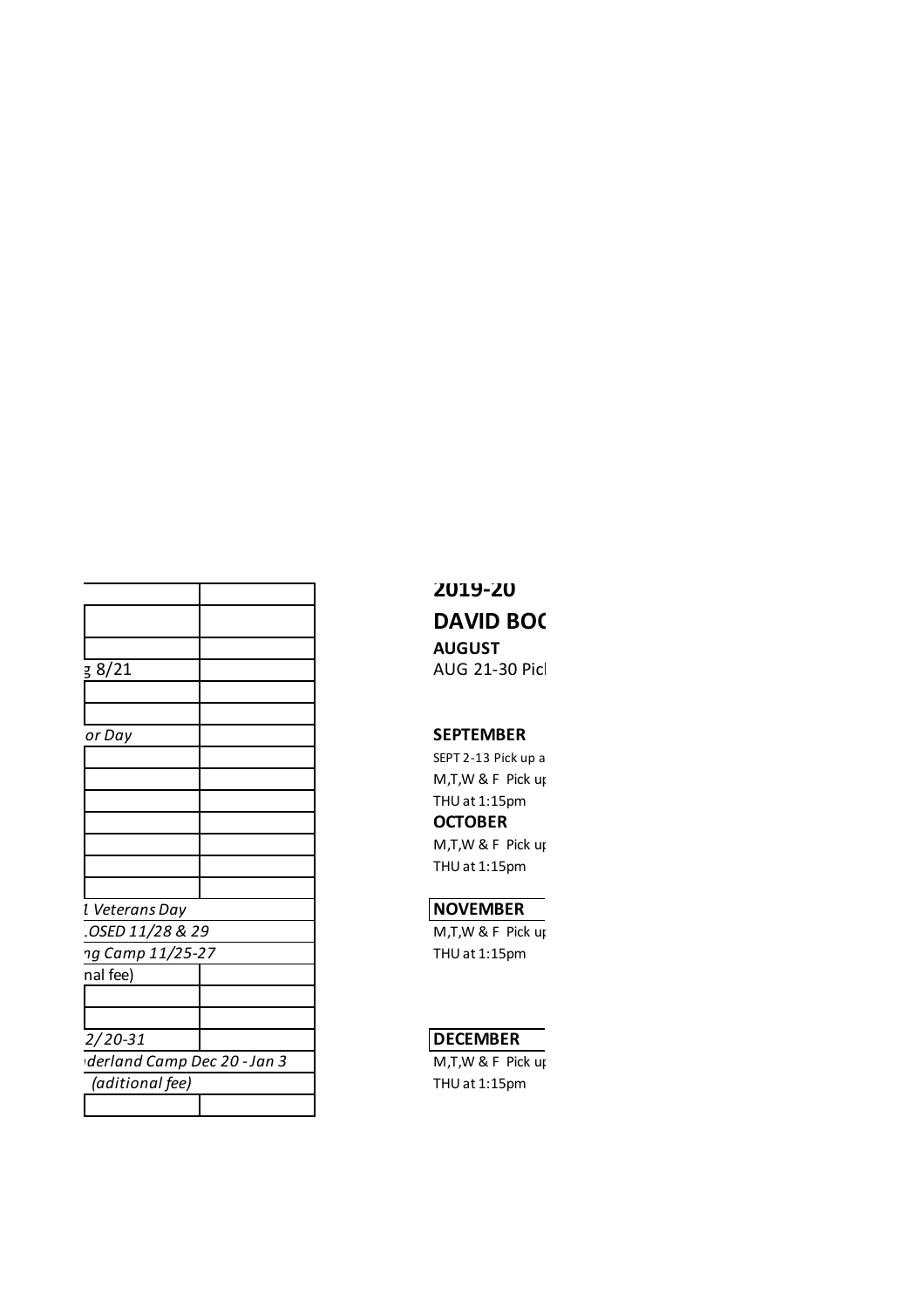| | |
|---|---|
| | |
| | |
| | |
| *g 8/21* | |
| | |
| | |
| *or Day* | |
| | |
| | |
| | |
| | |
| | |
| | |
| | |
| *l Veterans Day* | |
| *.OSED 11/28 & 29* | |
| *ng Camp 11/25-27* | |
| nal fee) | |
| | |
| | |
| *2/20-31* | |
| *derland Camp Dec 20 - Jan 3* | |
| *(aditional fee)* | |
| | |

**2019-20**

**DAVID BOC**

**AUGUST**

AUG 21-30 Picl

**SEPTEMBER**

SEPT 2-13 Pick up a

M,T,W & F Pick up

THU at 1:15pm

**OCTOBER**

M,T,W & F Pick up

THU at 1:15pm

**NOVEMBER**

M,T,W & F Pick up

THU at 1:15pm

**DECEMBER**

M,T,W & F Pick up

THU at 1:15pm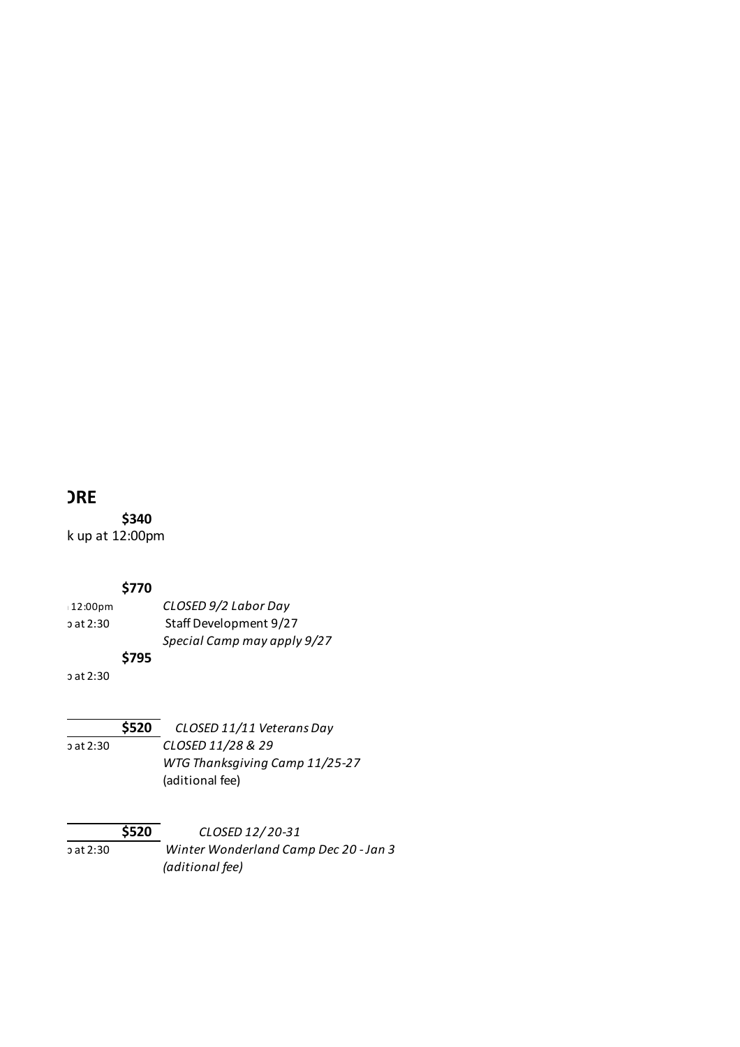**ORE**

**$340**

k up at 12:00pm

**$770**

12:00pm — *CLOSED 9/2 Labor Day*

at 2:30 — Staff Development 9/27

*Special Camp may apply 9/27*

**$795**

at 2:30

**$520** — *CLOSED 11/11 Veterans Day*

at 2:30 — *CLOSED 11/28 & 29*

*WTG Thanksgiving Camp 11/25-27*

(aditional fee)

**$520** — *CLOSED 12/ 20-31*

at 2:30 — *Winter Wonderland Camp Dec 20 - Jan 3*

*(aditional fee)*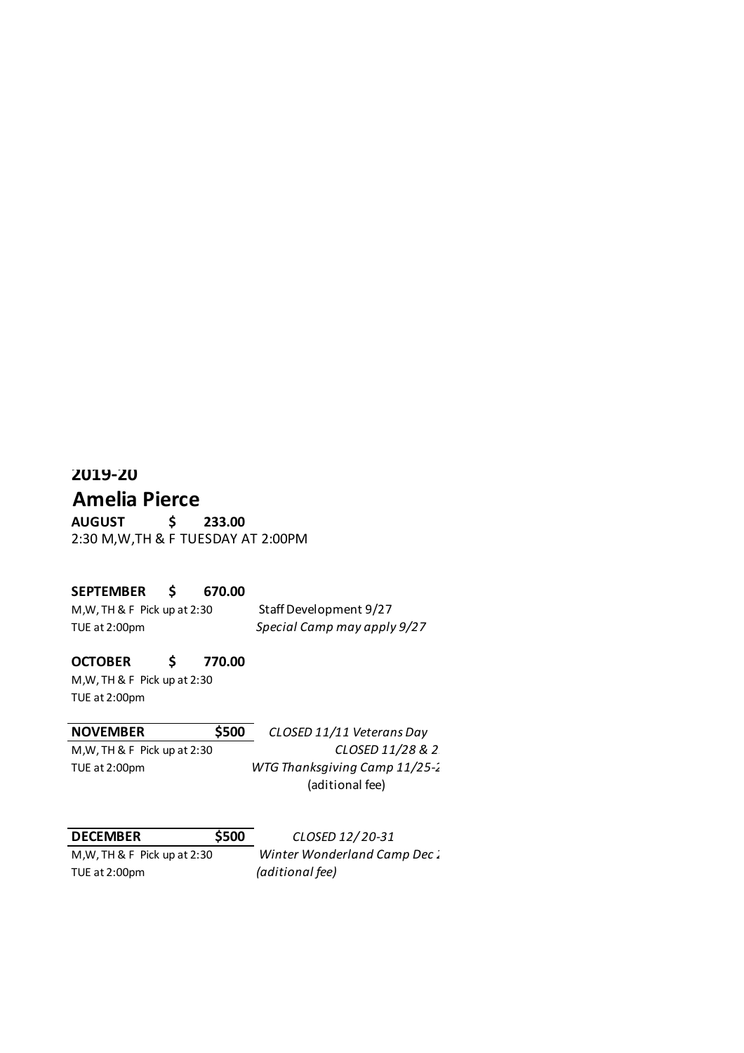**2019-20**

## Amelia Pierce

**AUGUST $ 233.00**

2:30 M,W,TH & F TUESDAY AT 2:00PM

**SEPTEMBER $ 670.00**

M,W, TH & F Pick up at 2:30 Staff Development 9/27

TUE at 2:00pm *Special Camp may apply 9/27*

**OCTOBER $ 770.00**

M,W, TH & F Pick up at 2:30

TUE at 2:00pm

**NOVEMBER $500** *CLOSED 11/11 Veterans Day*

M,W, TH & F Pick up at 2:30 *CLOSED 11/28 & 2*

TUE at 2:00pm *WTG Thanksgiving Camp 11/25-2*

(aditional fee)

**DECEMBER $500** *CLOSED 12/ 20-31*

M,W, TH & F Pick up at 2:30 *Winter Wonderland Camp Dec 2*

TUE at 2:00pm *(aditional fee)*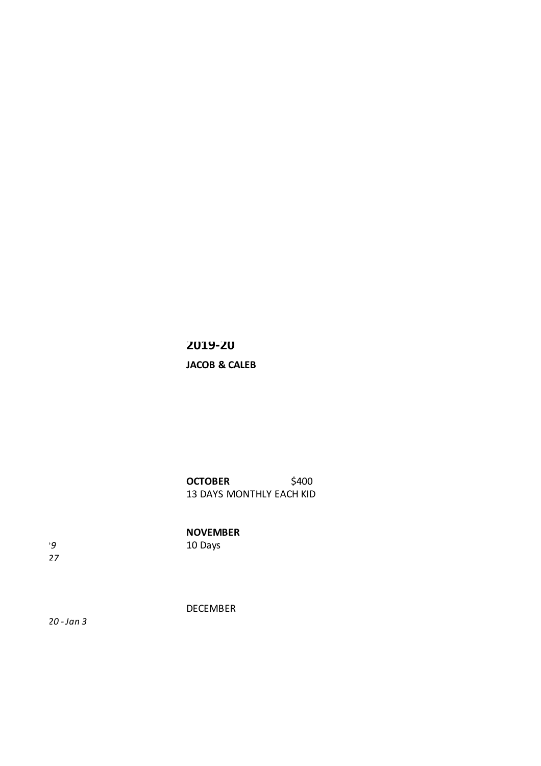**2019-20**

**JACOB & CALEB**

**OCTOBER** $400

13 DAYS MONTHLY EACH KID

'9

27

**NOVEMBER**

10 Days

DECEMBER

*20 - Jan 3*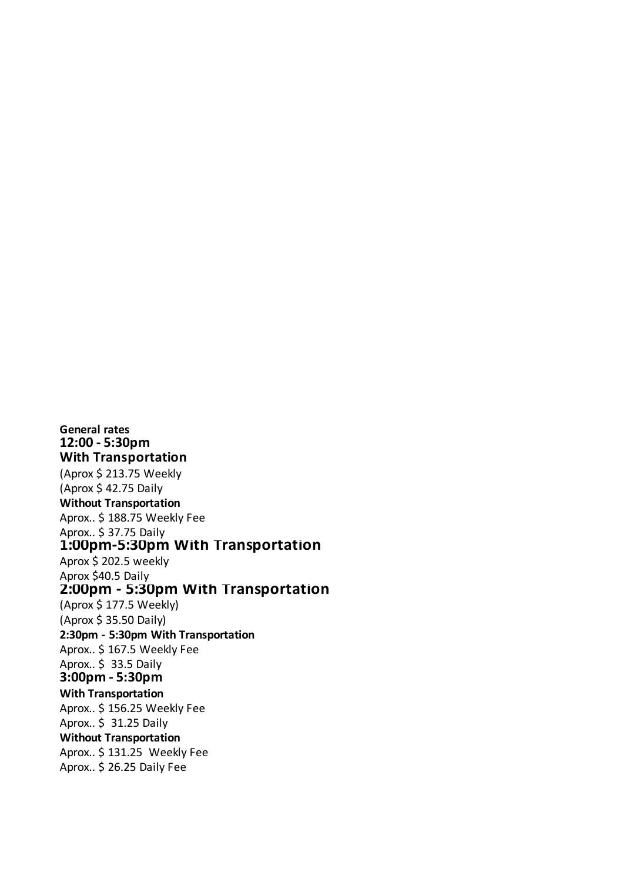**General rates**

**12:00 - 5:30pm**

**With Transportation**

(Aprox $ 213.75 Weekly

(Aprox $ 42.75 Daily

**Without Transportation**

Aprox.. $ 188.75 Weekly Fee

Aprox.. $ 37.75 Daily

**1:00pm-5:30pm With Transportation**

Aprox $ 202.5 weekly

Aprox $40.5 Daily

**2:00pm - 5:30pm With Transportation**

(Aprox $ 177.5 Weekly)

(Aprox $ 35.50 Daily)

**2:30pm - 5:30pm With Transportation**

Aprox.. $ 167.5 Weekly Fee

Aprox.. $ 33.5 Daily

**3:00pm - 5:30pm**

**With Transportation**

Aprox.. $ 156.25 Weekly Fee

Aprox.. $ 31.25 Daily

**Without Transportation**

Aprox.. $ 131.25 Weekly Fee

Aprox.. $ 26.25 Daily Fee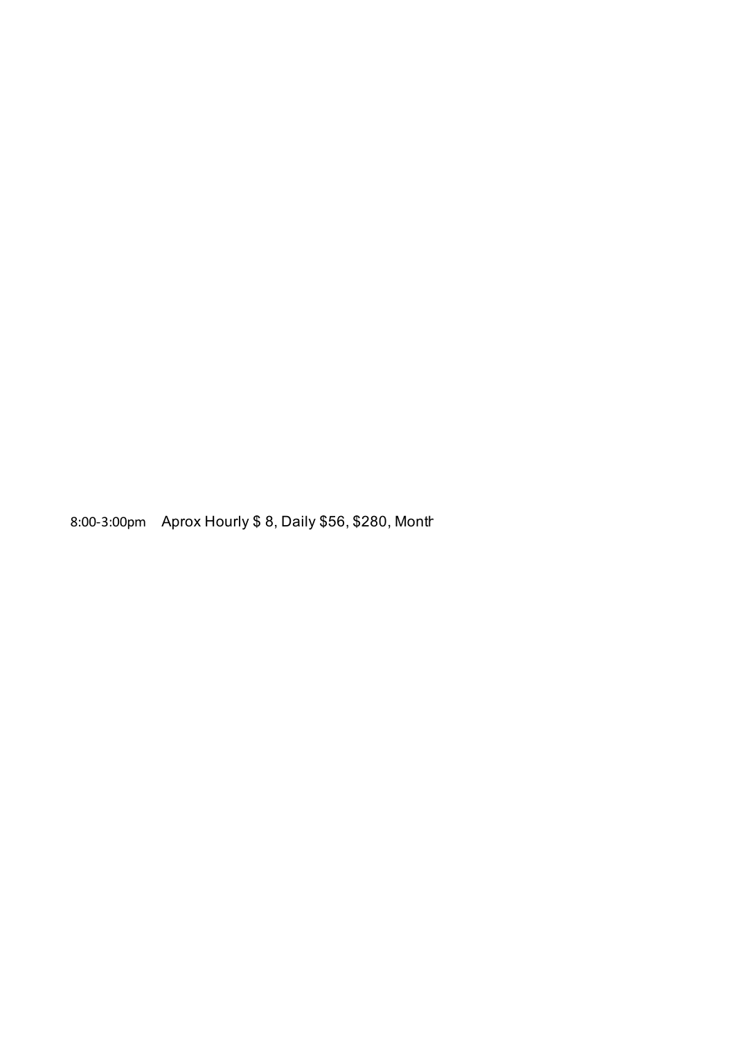8:00-3:00pm Aprox Hourly $ 8, Daily $56, $280, Month